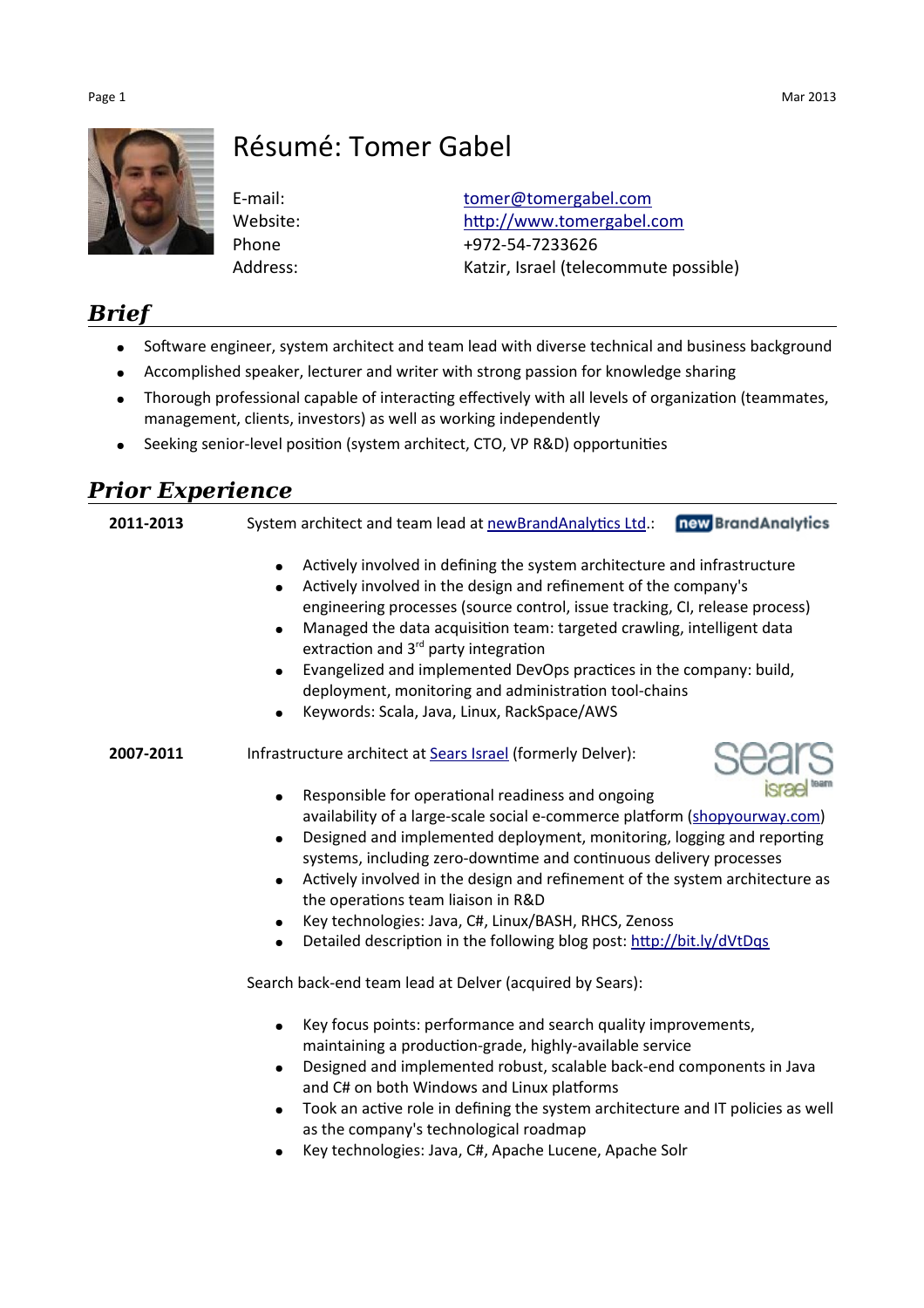# Résumé: Tomer Gabel

E-mail: tomer@tomergabel.com
Website: http://www.tomergabel.com
Phone: +972-54-7233626
Address: Katzir, Israel (telecommute possible)

## *Brief*

- Software engineer, system architect and team lead with diverse technical and business background
- Accomplished speaker, lecturer and writer with strong passion for knowledge sharing
- Thorough professional capable of interacting effectively with all levels of organization (teammates, management, clients, investors) as well as working independently
- Seeking senior-level position (system architect, CTO, VP R&D) opportunities

## *Prior Experience*

**2011-2013** System architect and team lead at newBrandAnalytics Ltd.:

- Actively involved in defining the system architecture and infrastructure
- Actively involved in the design and refinement of the company's engineering processes (source control, issue tracking, CI, release process)
- Managed the data acquisition team: targeted crawling, intelligent data extraction and 3rd party integration
- Evangelized and implemented DevOps practices in the company: build, deployment, monitoring and administration tool-chains
- Keywords: Scala, Java, Linux, RackSpace/AWS

**2007-2011** Infrastructure architect at Sears Israel (formerly Delver):

- Responsible for operational readiness and ongoing availability of a large-scale social e-commerce platform (shopyourway.com)
- Designed and implemented deployment, monitoring, logging and reporting systems, including zero-downtime and continuous delivery processes
- Actively involved in the design and refinement of the system architecture as the operations team liaison in R&D
- Key technologies: Java, C#, Linux/BASH, RHCS, Zenoss
- Detailed description in the following blog post: http://bit.ly/dVtDqs

Search back-end team lead at Delver (acquired by Sears):

- Key focus points: performance and search quality improvements, maintaining a production-grade, highly-available service
- Designed and implemented robust, scalable back-end components in Java and C# on both Windows and Linux platforms
- Took an active role in defining the system architecture and IT policies as well as the company's technological roadmap
- Key technologies: Java, C#, Apache Lucene, Apache Solr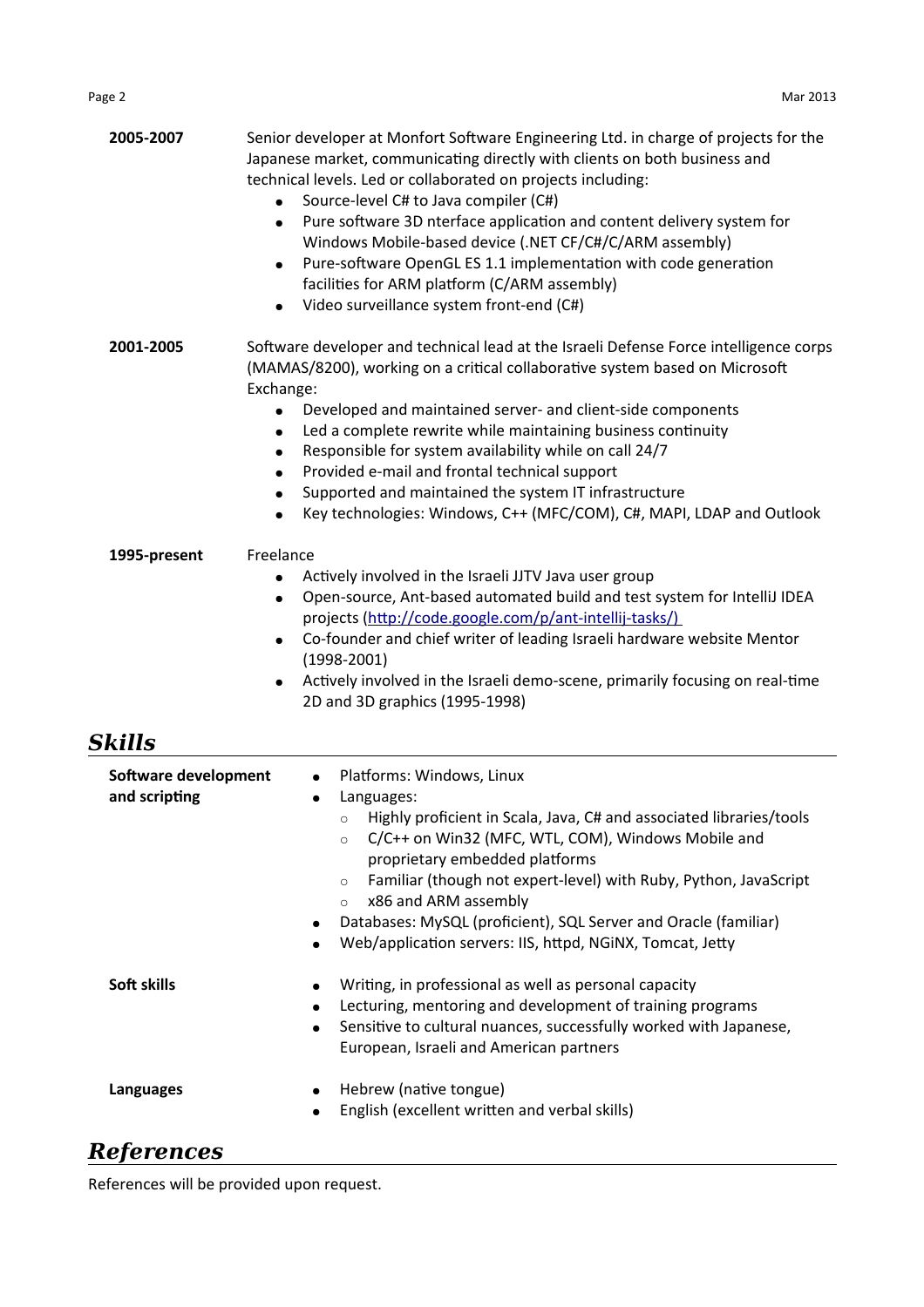**2005-2007**

Senior developer at Monfort Software Engineering Ltd. in charge of projects for the Japanese market, communicating directly with clients on both business and technical levels. Led or collaborated on projects including:

- Source-level C# to Java compiler (C#)
- Pure software 3D nterface application and content delivery system for Windows Mobile-based device (.NET CF/C#/C/ARM assembly)
- Pure-software OpenGL ES 1.1 implementation with code generation facilities for ARM platform (C/ARM assembly)
- Video surveillance system front-end (C#)

**2001-2005**

Software developer and technical lead at the Israeli Defense Force intelligence corps (MAMAS/8200), working on a critical collaborative system based on Microsoft Exchange:

- Developed and maintained server- and client-side components
- Led a complete rewrite while maintaining business continuity
- Responsible for system availability while on call 24/7
- Provided e-mail and frontal technical support
- Supported and maintained the system IT infrastructure
- Key technologies: Windows, C++ (MFC/COM), C#, MAPI, LDAP and Outlook

**1995-present**

Freelance

- Actively involved in the Israeli JJTV Java user group
- Open-source, Ant-based automated build and test system for IntelliJ IDEA projects (http://code.google.com/p/ant-intellij-tasks/)
- Co-founder and chief writer of leading Israeli hardware website Mentor (1998-2001)
- Actively involved in the Israeli demo-scene, primarily focusing on real-time 2D and 3D graphics (1995-1998)

## *Skills*

**Software development and scripting**

- Platforms: Windows, Linux
- Languages:
  - Highly proficient in Scala, Java, C# and associated libraries/tools
  - C/C++ on Win32 (MFC, WTL, COM), Windows Mobile and proprietary embedded platforms
  - Familiar (though not expert-level) with Ruby, Python, JavaScript
  - x86 and ARM assembly
- Databases: MySQL (proficient), SQL Server and Oracle (familiar)
- Web/application servers: IIS, httpd, NGiNX, Tomcat, Jetty

**Soft skills**

- Writing, in professional as well as personal capacity
- Lecturing, mentoring and development of training programs
- Sensitive to cultural nuances, successfully worked with Japanese, European, Israeli and American partners

**Languages**

- Hebrew (native tongue)
- English (excellent written and verbal skills)

## *References*

References will be provided upon request.